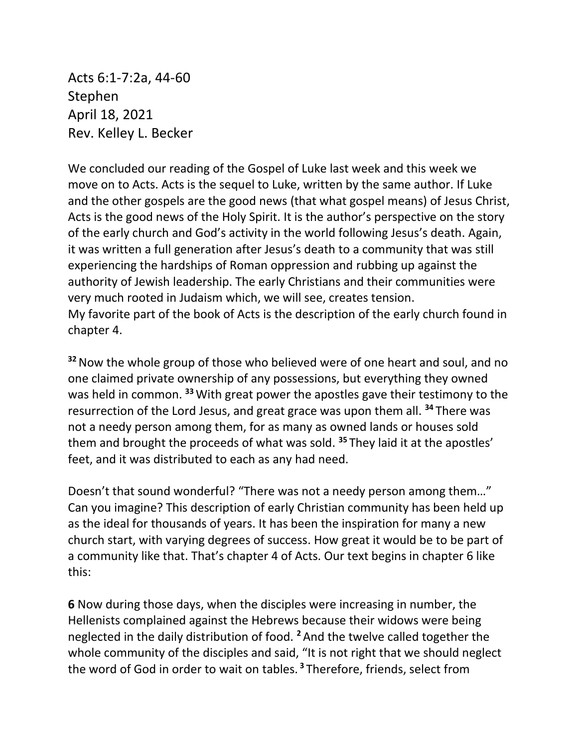Acts 6:1-7:2a, 44-60
Stephen
April 18, 2021
Rev. Kelley L. Becker

We concluded our reading of the Gospel of Luke last week and this week we move on to Acts. Acts is the sequel to Luke, written by the same author. If Luke and the other gospels are the good news (that what gospel means) of Jesus Christ, Acts is the good news of the Holy Spirit. It is the author's perspective on the story of the early church and God's activity in the world following Jesus's death. Again, it was written a full generation after Jesus's death to a community that was still experiencing the hardships of Roman oppression and rubbing up against the authority of Jewish leadership. The early Christians and their communities were very much rooted in Judaism which, we will see, creates tension.
My favorite part of the book of Acts is the description of the early church found in chapter 4.

**32** Now the whole group of those who believed were of one heart and soul, and no one claimed private ownership of any possessions, but everything they owned was held in common. **33** With great power the apostles gave their testimony to the resurrection of the Lord Jesus, and great grace was upon them all. **34** There was not a needy person among them, for as many as owned lands or houses sold them and brought the proceeds of what was sold. **35** They laid it at the apostles' feet, and it was distributed to each as any had need.

Doesn't that sound wonderful? "There was not a needy person among them…" Can you imagine? This description of early Christian community has been held up as the ideal for thousands of years. It has been the inspiration for many a new church start, with varying degrees of success. How great it would be to be part of a community like that. That's chapter 4 of Acts. Our text begins in chapter 6 like this:

**6** Now during those days, when the disciples were increasing in number, the Hellenists complained against the Hebrews because their widows were being neglected in the daily distribution of food. **2** And the twelve called together the whole community of the disciples and said, "It is not right that we should neglect the word of God in order to wait on tables. **3** Therefore, friends, select from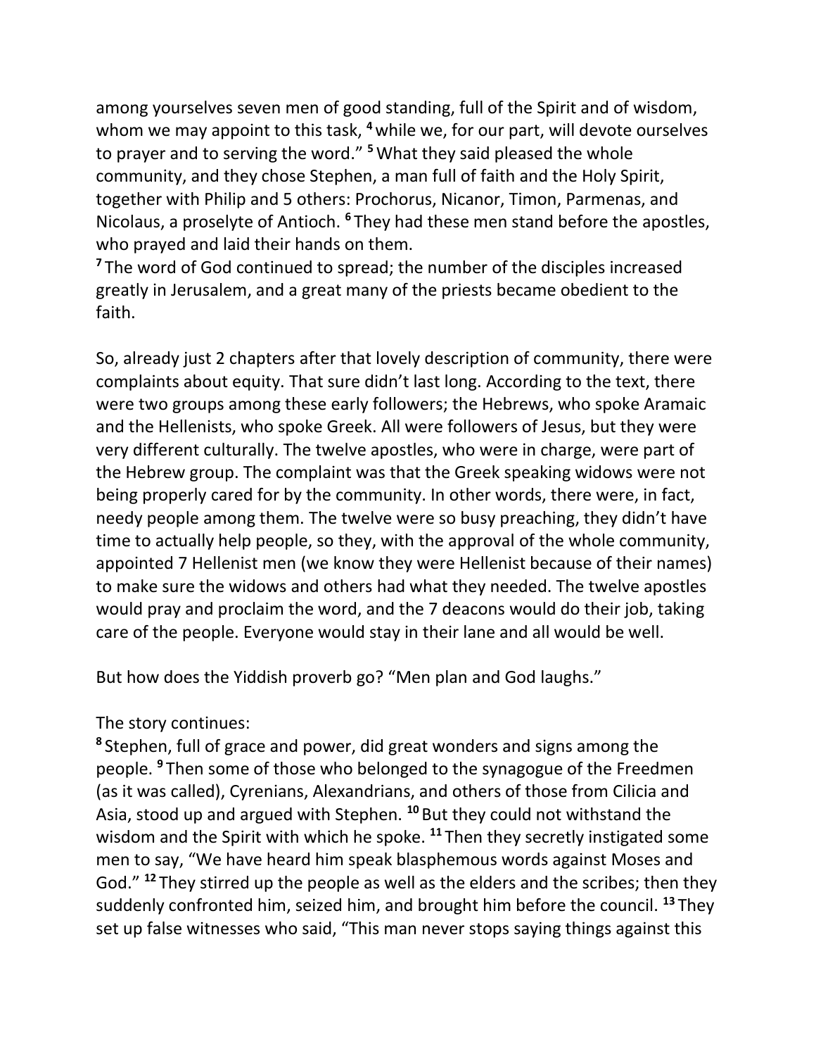among yourselves seven men of good standing, full of the Spirit and of wisdom, whom we may appoint to this task, [4] while we, for our part, will devote ourselves to prayer and to serving the word." [5] What they said pleased the whole community, and they chose Stephen, a man full of faith and the Holy Spirit, together with Philip and 5 others: Prochorus, Nicanor, Timon, Parmenas, and Nicolaus, a proselyte of Antioch. [6] They had these men stand before the apostles, who prayed and laid their hands on them.
[7] The word of God continued to spread; the number of the disciples increased greatly in Jerusalem, and a great many of the priests became obedient to the faith.

So, already just 2 chapters after that lovely description of community, there were complaints about equity. That sure didn't last long. According to the text, there were two groups among these early followers; the Hebrews, who spoke Aramaic and the Hellenists, who spoke Greek. All were followers of Jesus, but they were very different culturally. The twelve apostles, who were in charge, were part of the Hebrew group. The complaint was that the Greek speaking widows were not being properly cared for by the community. In other words, there were, in fact, needy people among them. The twelve were so busy preaching, they didn't have time to actually help people, so they, with the approval of the whole community, appointed 7 Hellenist men (we know they were Hellenist because of their names) to make sure the widows and others had what they needed. The twelve apostles would pray and proclaim the word, and the 7 deacons would do their job, taking care of the people. Everyone would stay in their lane and all would be well.

But how does the Yiddish proverb go? "Men plan and God laughs."

The story continues:
[8] Stephen, full of grace and power, did great wonders and signs among the people. [9] Then some of those who belonged to the synagogue of the Freedmen (as it was called), Cyrenians, Alexandrians, and others of those from Cilicia and Asia, stood up and argued with Stephen. [10] But they could not withstand the wisdom and the Spirit with which he spoke. [11] Then they secretly instigated some men to say, "We have heard him speak blasphemous words against Moses and God." [12] They stirred up the people as well as the elders and the scribes; then they suddenly confronted him, seized him, and brought him before the council. [13] They set up false witnesses who said, "This man never stops saying things against this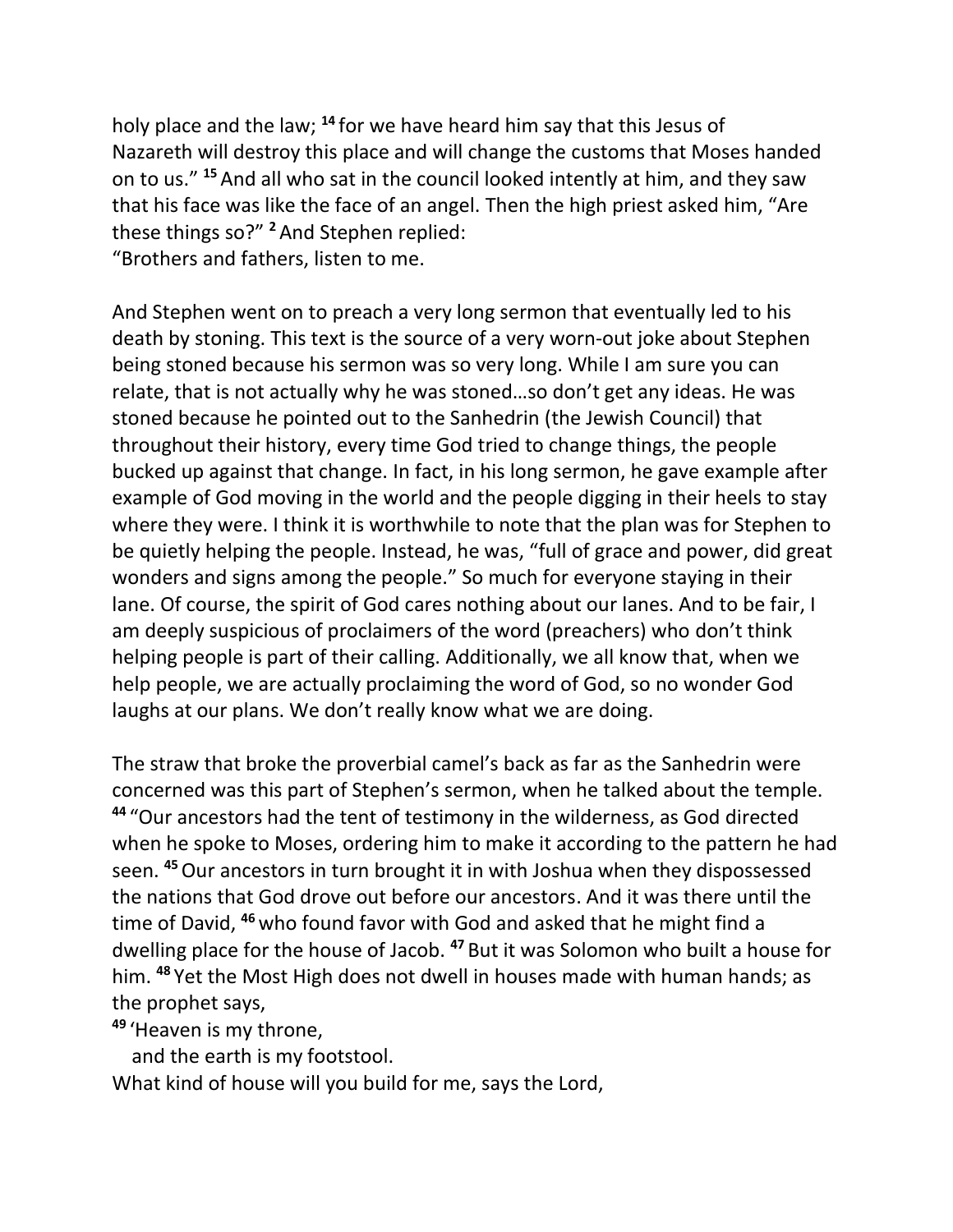holy place and the law; [14] for we have heard him say that this Jesus of Nazareth will destroy this place and will change the customs that Moses handed on to us." [15] And all who sat in the council looked intently at him, and they saw that his face was like the face of an angel. Then the high priest asked him, "Are these things so?" [2] And Stephen replied:
"Brothers and fathers, listen to me.

And Stephen went on to preach a very long sermon that eventually led to his death by stoning. This text is the source of a very worn-out joke about Stephen being stoned because his sermon was so very long. While I am sure you can relate, that is not actually why he was stoned…so don't get any ideas. He was stoned because he pointed out to the Sanhedrin (the Jewish Council) that throughout their history, every time God tried to change things, the people bucked up against that change. In fact, in his long sermon, he gave example after example of God moving in the world and the people digging in their heels to stay where they were. I think it is worthwhile to note that the plan was for Stephen to be quietly helping the people. Instead, he was, "full of grace and power, did great wonders and signs among the people." So much for everyone staying in their lane. Of course, the spirit of God cares nothing about our lanes. And to be fair, I am deeply suspicious of proclaimers of the word (preachers) who don't think helping people is part of their calling. Additionally, we all know that, when we help people, we are actually proclaiming the word of God, so no wonder God laughs at our plans. We don't really know what we are doing.

The straw that broke the proverbial camel's back as far as the Sanhedrin were concerned was this part of Stephen's sermon, when he talked about the temple. [44] "Our ancestors had the tent of testimony in the wilderness, as God directed when he spoke to Moses, ordering him to make it according to the pattern he had seen. [45] Our ancestors in turn brought it in with Joshua when they dispossessed the nations that God drove out before our ancestors. And it was there until the time of David, [46] who found favor with God and asked that he might find a dwelling place for the house of Jacob. [47] But it was Solomon who built a house for him. [48] Yet the Most High does not dwell in houses made with human hands; as the prophet says,

[49] 'Heaven is my throne,
   and the earth is my footstool.
What kind of house will you build for me, says the Lord,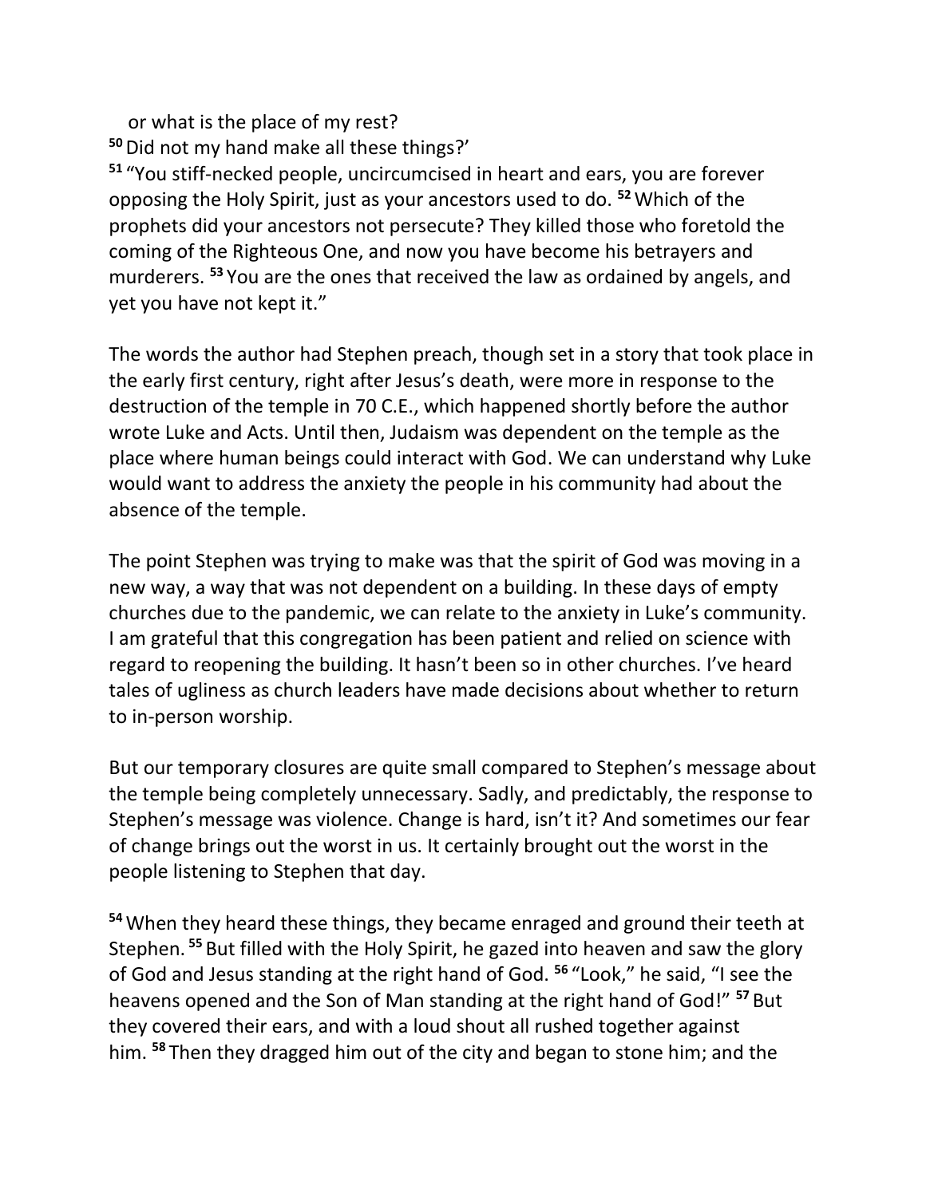or what is the place of my rest?
[50] Did not my hand make all these things?'
[51] "You stiff-necked people, uncircumcised in heart and ears, you are forever opposing the Holy Spirit, just as your ancestors used to do. [52] Which of the prophets did your ancestors not persecute? They killed those who foretold the coming of the Righteous One, and now you have become his betrayers and murderers. [53] You are the ones that received the law as ordained by angels, and yet you have not kept it."

The words the author had Stephen preach, though set in a story that took place in the early first century, right after Jesus's death, were more in response to the destruction of the temple in 70 C.E., which happened shortly before the author wrote Luke and Acts. Until then, Judaism was dependent on the temple as the place where human beings could interact with God. We can understand why Luke would want to address the anxiety the people in his community had about the absence of the temple.

The point Stephen was trying to make was that the spirit of God was moving in a new way, a way that was not dependent on a building. In these days of empty churches due to the pandemic, we can relate to the anxiety in Luke's community. I am grateful that this congregation has been patient and relied on science with regard to reopening the building. It hasn't been so in other churches. I've heard tales of ugliness as church leaders have made decisions about whether to return to in-person worship.

But our temporary closures are quite small compared to Stephen's message about the temple being completely unnecessary. Sadly, and predictably, the response to Stephen's message was violence. Change is hard, isn't it? And sometimes our fear of change brings out the worst in us. It certainly brought out the worst in the people listening to Stephen that day.

[54] When they heard these things, they became enraged and ground their teeth at Stephen. [55] But filled with the Holy Spirit, he gazed into heaven and saw the glory of God and Jesus standing at the right hand of God. [56] "Look," he said, "I see the heavens opened and the Son of Man standing at the right hand of God!" [57] But they covered their ears, and with a loud shout all rushed together against him. [58] Then they dragged him out of the city and began to stone him; and the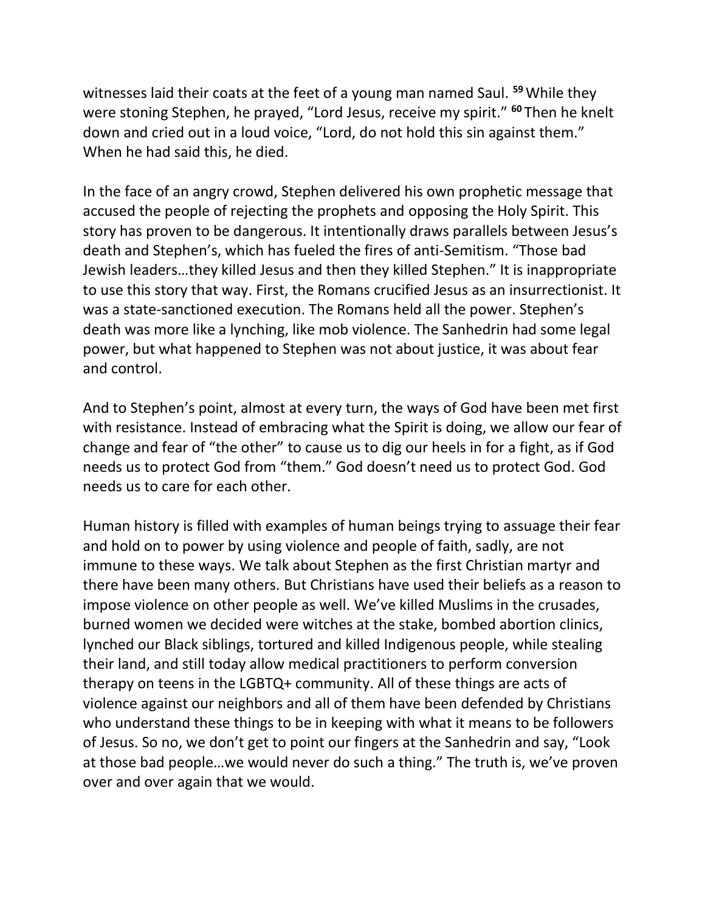witnesses laid their coats at the feet of a young man named Saul. **59** While they were stoning Stephen, he prayed, "Lord Jesus, receive my spirit." **60** Then he knelt down and cried out in a loud voice, "Lord, do not hold this sin against them." When he had said this, he died.

In the face of an angry crowd, Stephen delivered his own prophetic message that accused the people of rejecting the prophets and opposing the Holy Spirit. This story has proven to be dangerous. It intentionally draws parallels between Jesus's death and Stephen's, which has fueled the fires of anti-Semitism. "Those bad Jewish leaders…they killed Jesus and then they killed Stephen." It is inappropriate to use this story that way. First, the Romans crucified Jesus as an insurrectionist. It was a state-sanctioned execution. The Romans held all the power. Stephen's death was more like a lynching, like mob violence. The Sanhedrin had some legal power, but what happened to Stephen was not about justice, it was about fear and control.

And to Stephen's point, almost at every turn, the ways of God have been met first with resistance. Instead of embracing what the Spirit is doing, we allow our fear of change and fear of "the other" to cause us to dig our heels in for a fight, as if God needs us to protect God from "them." God doesn't need us to protect God. God needs us to care for each other.

Human history is filled with examples of human beings trying to assuage their fear and hold on to power by using violence and people of faith, sadly, are not immune to these ways. We talk about Stephen as the first Christian martyr and there have been many others. But Christians have used their beliefs as a reason to impose violence on other people as well. We've killed Muslims in the crusades, burned women we decided were witches at the stake, bombed abortion clinics, lynched our Black siblings, tortured and killed Indigenous people, while stealing their land, and still today allow medical practitioners to perform conversion therapy on teens in the LGBTQ+ community. All of these things are acts of violence against our neighbors and all of them have been defended by Christians who understand these things to be in keeping with what it means to be followers of Jesus. So no, we don't get to point our fingers at the Sanhedrin and say, "Look at those bad people…we would never do such a thing." The truth is, we've proven over and over again that we would.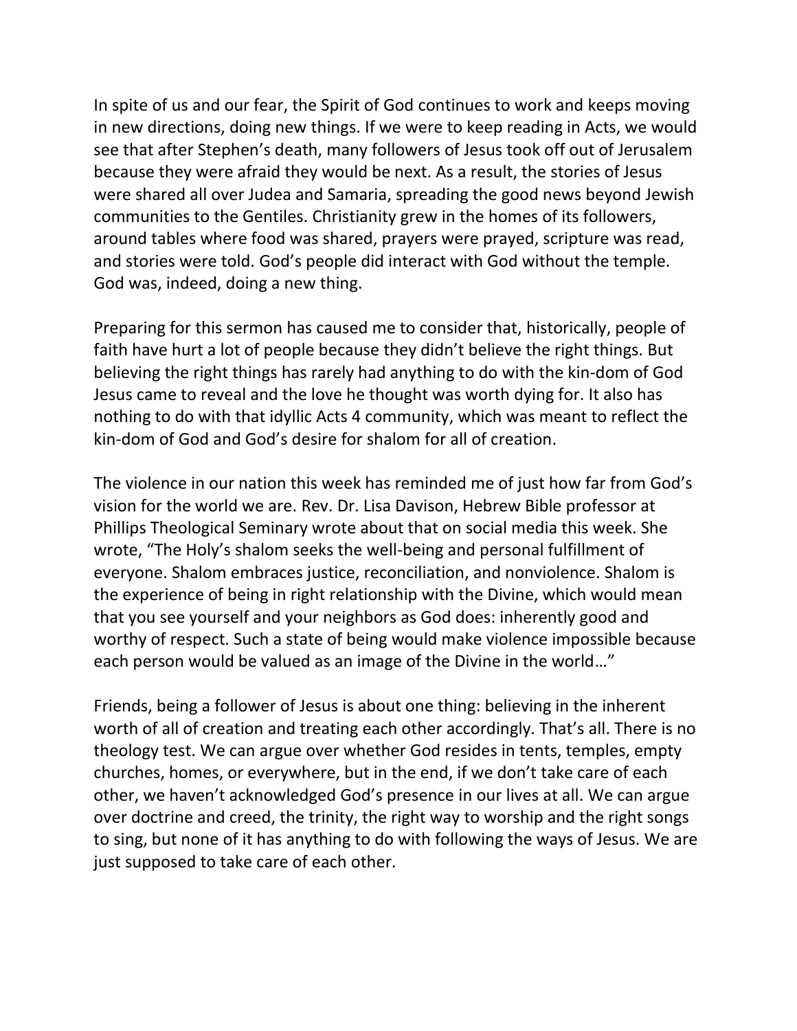In spite of us and our fear, the Spirit of God continues to work and keeps moving in new directions, doing new things. If we were to keep reading in Acts, we would see that after Stephen's death, many followers of Jesus took off out of Jerusalem because they were afraid they would be next. As a result, the stories of Jesus were shared all over Judea and Samaria, spreading the good news beyond Jewish communities to the Gentiles. Christianity grew in the homes of its followers, around tables where food was shared, prayers were prayed, scripture was read, and stories were told. God's people did interact with God without the temple. God was, indeed, doing a new thing.

Preparing for this sermon has caused me to consider that, historically, people of faith have hurt a lot of people because they didn't believe the right things. But believing the right things has rarely had anything to do with the kin-dom of God Jesus came to reveal and the love he thought was worth dying for. It also has nothing to do with that idyllic Acts 4 community, which was meant to reflect the kin-dom of God and God's desire for shalom for all of creation.

The violence in our nation this week has reminded me of just how far from God's vision for the world we are. Rev. Dr. Lisa Davison, Hebrew Bible professor at Phillips Theological Seminary wrote about that on social media this week. She wrote, "The Holy's shalom seeks the well-being and personal fulfillment of everyone. Shalom embraces justice, reconciliation, and nonviolence. Shalom is the experience of being in right relationship with the Divine, which would mean that you see yourself and your neighbors as God does: inherently good and worthy of respect. Such a state of being would make violence impossible because each person would be valued as an image of the Divine in the world…"

Friends, being a follower of Jesus is about one thing: believing in the inherent worth of all of creation and treating each other accordingly. That's all. There is no theology test. We can argue over whether God resides in tents, temples, empty churches, homes, or everywhere, but in the end, if we don't take care of each other, we haven't acknowledged God's presence in our lives at all. We can argue over doctrine and creed, the trinity, the right way to worship and the right songs to sing, but none of it has anything to do with following the ways of Jesus. We are just supposed to take care of each other.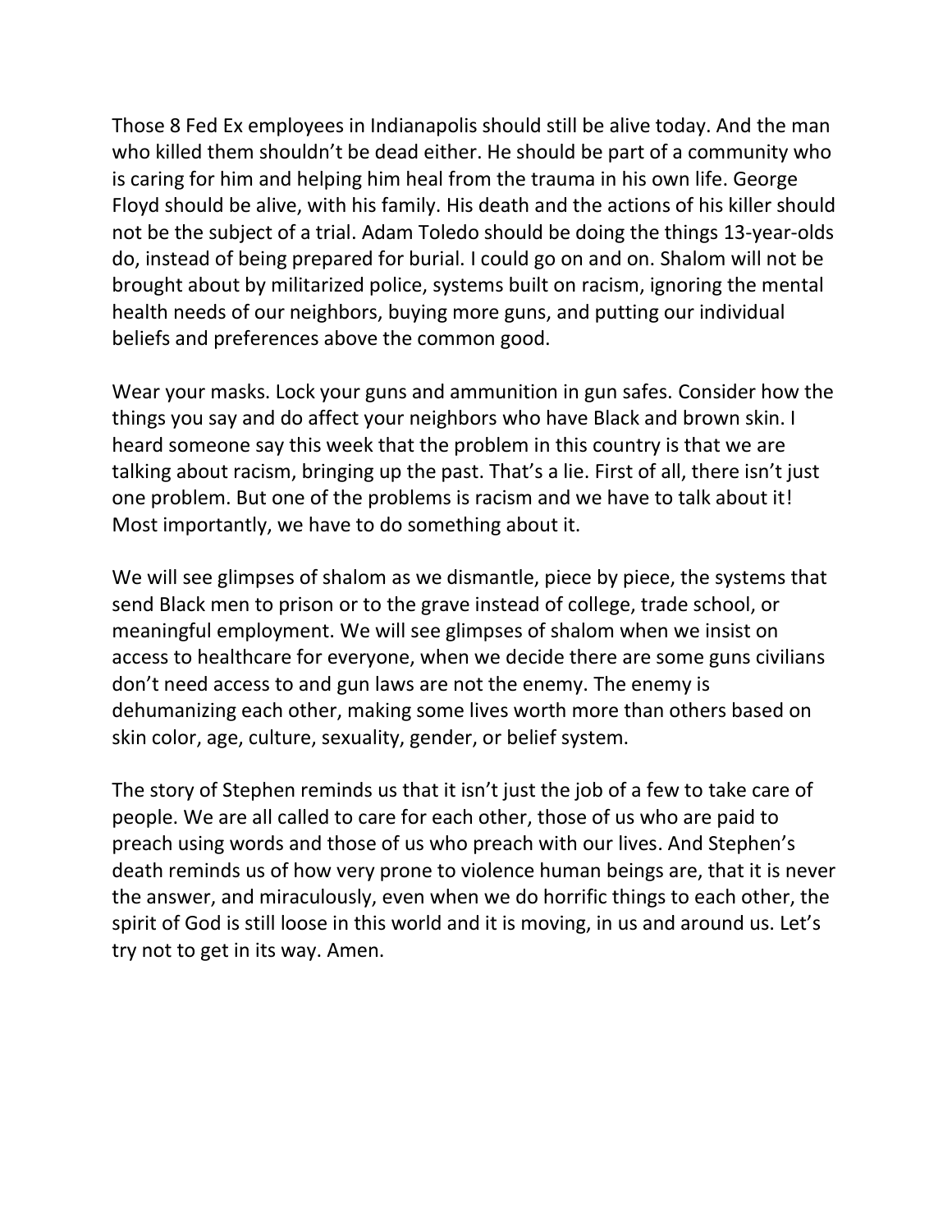Those 8 Fed Ex employees in Indianapolis should still be alive today. And the man who killed them shouldn't be dead either. He should be part of a community who is caring for him and helping him heal from the trauma in his own life. George Floyd should be alive, with his family. His death and the actions of his killer should not be the subject of a trial. Adam Toledo should be doing the things 13-year-olds do, instead of being prepared for burial. I could go on and on. Shalom will not be brought about by militarized police, systems built on racism, ignoring the mental health needs of our neighbors, buying more guns, and putting our individual beliefs and preferences above the common good.

Wear your masks. Lock your guns and ammunition in gun safes. Consider how the things you say and do affect your neighbors who have Black and brown skin. I heard someone say this week that the problem in this country is that we are talking about racism, bringing up the past. That's a lie. First of all, there isn't just one problem. But one of the problems is racism and we have to talk about it! Most importantly, we have to do something about it.

We will see glimpses of shalom as we dismantle, piece by piece, the systems that send Black men to prison or to the grave instead of college, trade school, or meaningful employment. We will see glimpses of shalom when we insist on access to healthcare for everyone, when we decide there are some guns civilians don't need access to and gun laws are not the enemy. The enemy is dehumanizing each other, making some lives worth more than others based on skin color, age, culture, sexuality, gender, or belief system.

The story of Stephen reminds us that it isn't just the job of a few to take care of people. We are all called to care for each other, those of us who are paid to preach using words and those of us who preach with our lives. And Stephen's death reminds us of how very prone to violence human beings are, that it is never the answer, and miraculously, even when we do horrific things to each other, the spirit of God is still loose in this world and it is moving, in us and around us. Let's try not to get in its way. Amen.